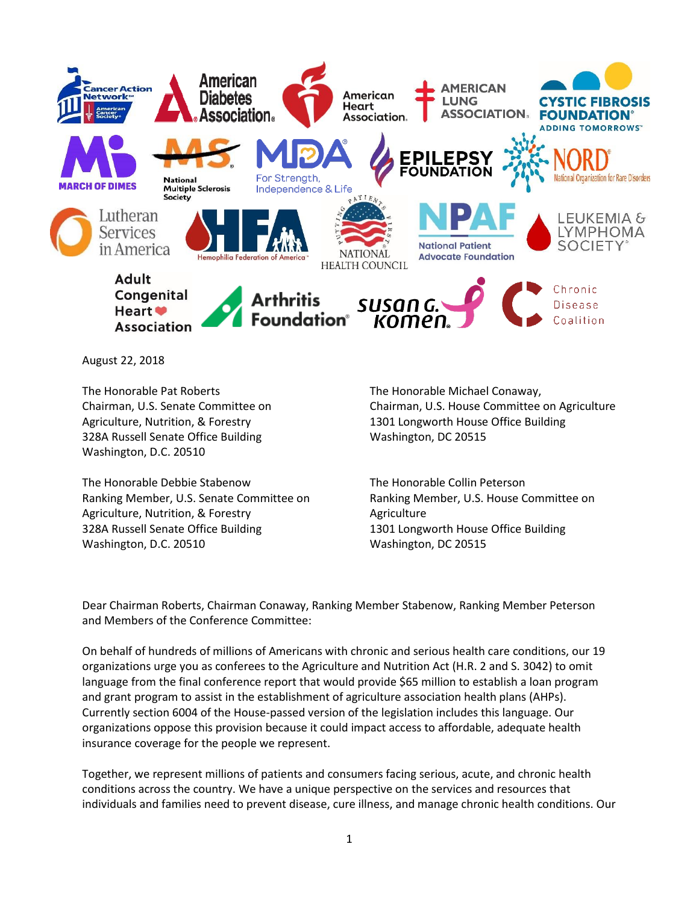August 22, 2018

The Honorable Pat Roberts
Chairman, U.S. Senate Committee on Agriculture, Nutrition, & Forestry
328A Russell Senate Office Building
Washington, D.C. 20510

The Honorable Michael Conaway,
Chairman, U.S. House Committee on Agriculture
1301 Longworth House Office Building
Washington, DC 20515

The Honorable Debbie Stabenow
Ranking Member, U.S. Senate Committee on Agriculture, Nutrition, & Forestry
328A Russell Senate Office Building
Washington, D.C. 20510

The Honorable Collin Peterson
Ranking Member, U.S. House Committee on Agriculture
1301 Longworth House Office Building
Washington, DC 20515

Dear Chairman Roberts, Chairman Conaway, Ranking Member Stabenow, Ranking Member Peterson and Members of the Conference Committee:

On behalf of hundreds of millions of Americans with chronic and serious health care conditions, our 19 organizations urge you as conferees to the Agriculture and Nutrition Act (H.R. 2 and S. 3042) to omit language from the final conference report that would provide $65 million to establish a loan program and grant program to assist in the establishment of agriculture association health plans (AHPs). Currently section 6004 of the House-passed version of the legislation includes this language. Our organizations oppose this provision because it could impact access to affordable, adequate health insurance coverage for the people we represent.

Together, we represent millions of patients and consumers facing serious, acute, and chronic health conditions across the country. We have a unique perspective on the services and resources that individuals and families need to prevent disease, cure illness, and manage chronic health conditions. Our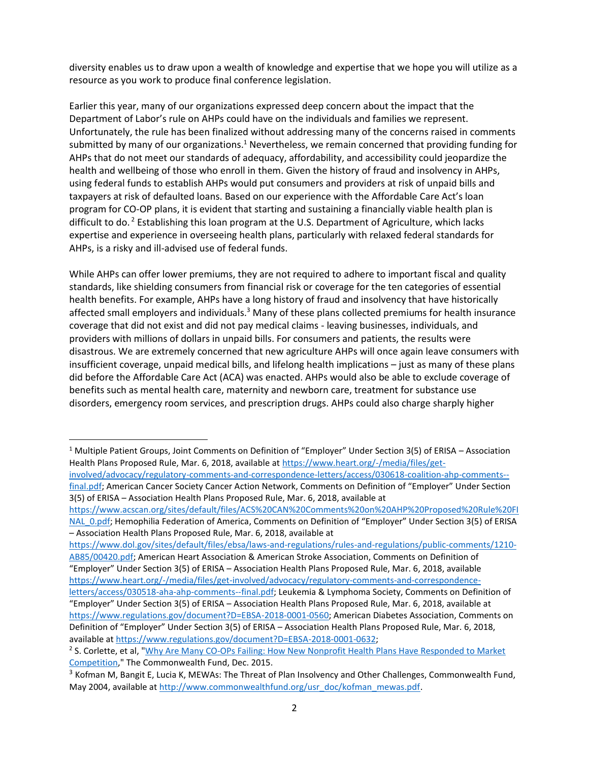diversity enables us to draw upon a wealth of knowledge and expertise that we hope you will utilize as a resource as you work to produce final conference legislation.

Earlier this year, many of our organizations expressed deep concern about the impact that the Department of Labor's rule on AHPs could have on the individuals and families we represent. Unfortunately, the rule has been finalized without addressing many of the concerns raised in comments submitted by many of our organizations.[1] Nevertheless, we remain concerned that providing funding for AHPs that do not meet our standards of adequacy, affordability, and accessibility could jeopardize the health and wellbeing of those who enroll in them. Given the history of fraud and insolvency in AHPs, using federal funds to establish AHPs would put consumers and providers at risk of unpaid bills and taxpayers at risk of defaulted loans. Based on our experience with the Affordable Care Act's loan program for CO-OP plans, it is evident that starting and sustaining a financially viable health plan is difficult to do.[2] Establishing this loan program at the U.S. Department of Agriculture, which lacks expertise and experience in overseeing health plans, particularly with relaxed federal standards for AHPs, is a risky and ill-advised use of federal funds.

While AHPs can offer lower premiums, they are not required to adhere to important fiscal and quality standards, like shielding consumers from financial risk or coverage for the ten categories of essential health benefits. For example, AHPs have a long history of fraud and insolvency that have historically affected small employers and individuals.[3] Many of these plans collected premiums for health insurance coverage that did not exist and did not pay medical claims - leaving businesses, individuals, and providers with millions of dollars in unpaid bills. For consumers and patients, the results were disastrous. We are extremely concerned that new agriculture AHPs will once again leave consumers with insufficient coverage, unpaid medical bills, and lifelong health implications – just as many of these plans did before the Affordable Care Act (ACA) was enacted. AHPs would also be able to exclude coverage of benefits such as mental health care, maternity and newborn care, treatment for substance use disorders, emergency room services, and prescription drugs. AHPs could also charge sharply higher

---

[1] Multiple Patient Groups, Joint Comments on Definition of "Employer" Under Section 3(5) of ERISA – Association Health Plans Proposed Rule, Mar. 6, 2018, available at https://www.heart.org/-/media/files/get-involved/advocacy/regulatory-comments-and-correspondence-letters/access/030618-coalition-ahp-comments--final.pdf; American Cancer Society Cancer Action Network, Comments on Definition of "Employer" Under Section 3(5) of ERISA – Association Health Plans Proposed Rule, Mar. 6, 2018, available at https://www.acscan.org/sites/default/files/ACS%20CAN%20Comments%20on%20AHP%20Proposed%20Rule%20FINAL_0.pdf; Hemophilia Federation of America, Comments on Definition of "Employer" Under Section 3(5) of ERISA – Association Health Plans Proposed Rule, Mar. 6, 2018, available at https://www.dol.gov/sites/default/files/ebsa/laws-and-regulations/rules-and-regulations/public-comments/1210-AB85/00420.pdf; American Heart Association & American Stroke Association, Comments on Definition of "Employer" Under Section 3(5) of ERISA – Association Health Plans Proposed Rule, Mar. 6, 2018, available https://www.heart.org/-/media/files/get-involved/advocacy/regulatory-comments-and-correspondence-letters/access/030518-aha-ahp-comments--final.pdf; Leukemia & Lymphoma Society, Comments on Definition of "Employer" Under Section 3(5) of ERISA – Association Health Plans Proposed Rule, Mar. 6, 2018, available at https://www.regulations.gov/document?D=EBSA-2018-0001-0560; American Diabetes Association, Comments on Definition of "Employer" Under Section 3(5) of ERISA – Association Health Plans Proposed Rule, Mar. 6, 2018, available at https://www.regulations.gov/document?D=EBSA-2018-0001-0632;

[2] S. Corlette, et al, "Why Are Many CO-OPs Failing: How New Nonprofit Health Plans Have Responded to Market Competition," The Commonwealth Fund, Dec. 2015.

[3] Kofman M, Bangit E, Lucia K, MEWAs: The Threat of Plan Insolvency and Other Challenges, Commonwealth Fund, May 2004, available at http://www.commonwealthfund.org/usr_doc/kofman_mewas.pdf.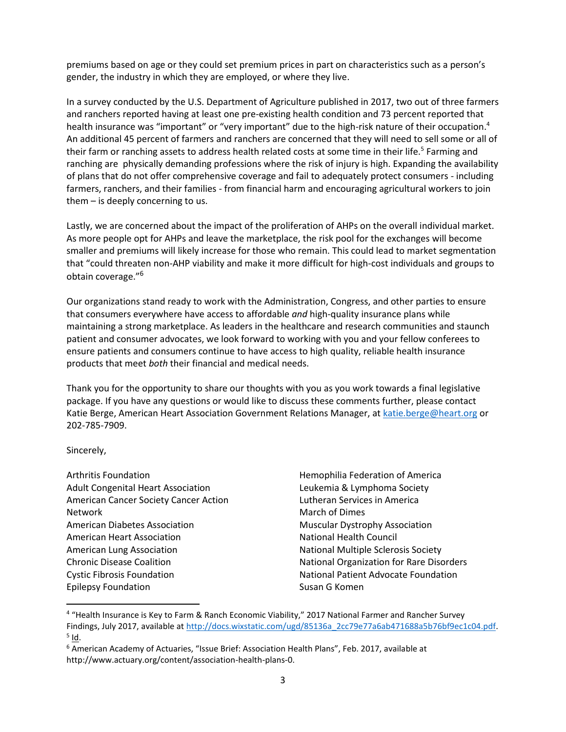premiums based on age or they could set premium prices in part on characteristics such as a person's gender, the industry in which they are employed, or where they live.

In a survey conducted by the U.S. Department of Agriculture published in 2017, two out of three farmers and ranchers reported having at least one pre-existing health condition and 73 percent reported that health insurance was "important" or "very important" due to the high-risk nature of their occupation.[4] An additional 45 percent of farmers and ranchers are concerned that they will need to sell some or all of their farm or ranching assets to address health related costs at some time in their life.[5] Farming and ranching are physically demanding professions where the risk of injury is high. Expanding the availability of plans that do not offer comprehensive coverage and fail to adequately protect consumers - including farmers, ranchers, and their families - from financial harm and encouraging agricultural workers to join them – is deeply concerning to us.

Lastly, we are concerned about the impact of the proliferation of AHPs on the overall individual market. As more people opt for AHPs and leave the marketplace, the risk pool for the exchanges will become smaller and premiums will likely increase for those who remain. This could lead to market segmentation that "could threaten non-AHP viability and make it more difficult for high-cost individuals and groups to obtain coverage."[6]

Our organizations stand ready to work with the Administration, Congress, and other parties to ensure that consumers everywhere have access to affordable *and* high-quality insurance plans while maintaining a strong marketplace. As leaders in the healthcare and research communities and staunch patient and consumer advocates, we look forward to working with you and your fellow conferees to ensure patients and consumers continue to have access to high quality, reliable health insurance products that meet *both* their financial and medical needs.

Thank you for the opportunity to share our thoughts with you as you work towards a final legislative package. If you have any questions or would like to discuss these comments further, please contact Katie Berge, American Heart Association Government Relations Manager, at katie.berge@heart.org or 202-785-7909.

Sincerely,

Arthritis Foundation
Adult Congenital Heart Association
American Cancer Society Cancer Action Network
American Diabetes Association
American Heart Association
American Lung Association
Chronic Disease Coalition
Cystic Fibrosis Foundation
Epilepsy Foundation
Hemophilia Federation of America
Leukemia & Lymphoma Society
Lutheran Services in America
March of Dimes
Muscular Dystrophy Association
National Health Council
National Multiple Sclerosis Society
National Organization for Rare Disorders
National Patient Advocate Foundation
Susan G Komen

---

[4] "Health Insurance is Key to Farm & Ranch Economic Viability," 2017 National Farmer and Rancher Survey Findings, July 2017, available at http://docs.wixstatic.com/ugd/85136a_2cc79e77a6ab471688a5b76bf9ec1c04.pdf.

[5] Id.

[6] American Academy of Actuaries, "Issue Brief: Association Health Plans", Feb. 2017, available at http://www.actuary.org/content/association-health-plans-0.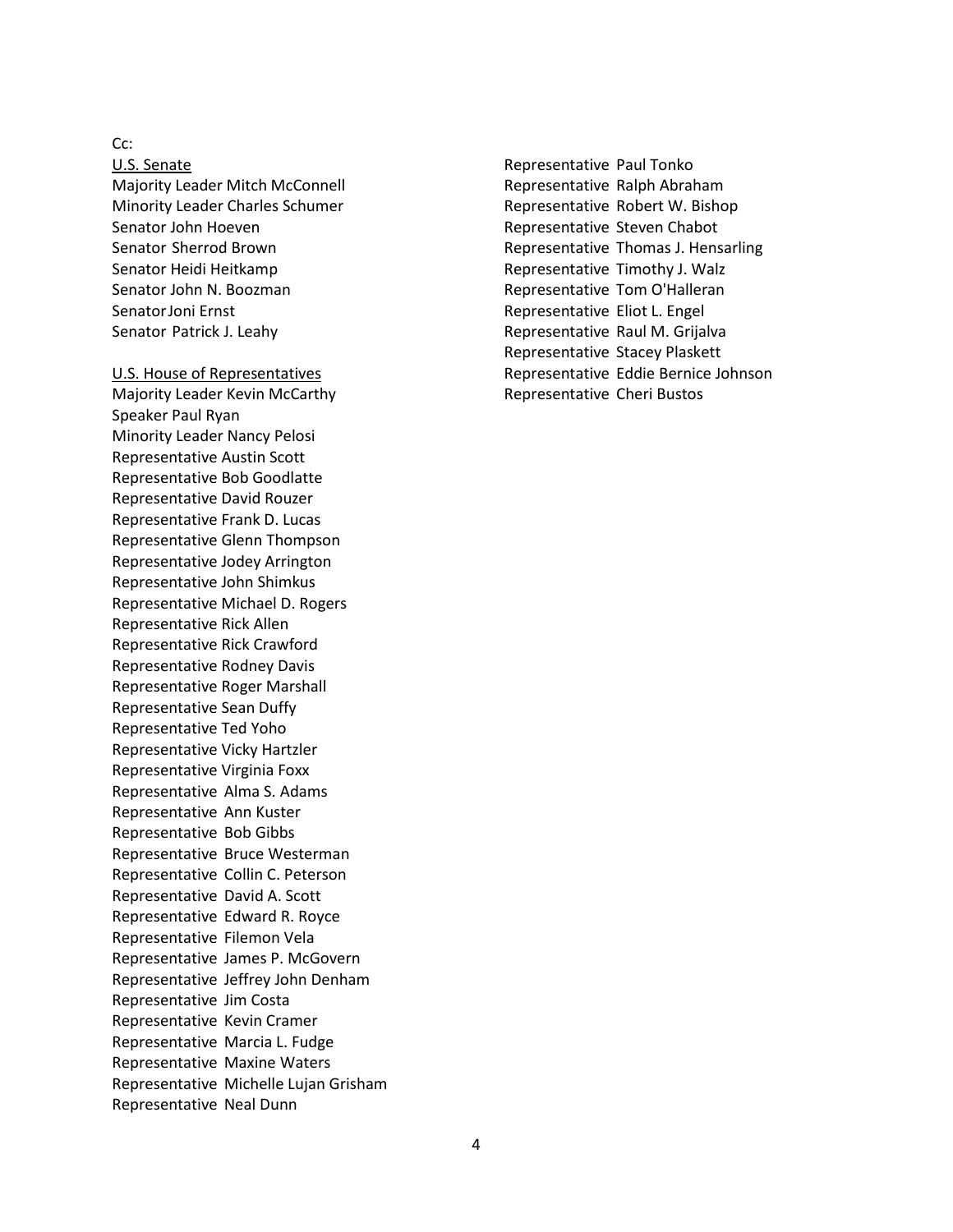Cc:

<u>U.S. Senate</u>

Majority Leader Mitch McConnell
Minority Leader Charles Schumer
Senator John Hoeven
Senator Sherrod Brown
Senator Heidi Heitkamp
Senator John N. Boozman
Senator Joni Ernst
Senator Patrick J. Leahy

<u>U.S. House of Representatives</u>

Majority Leader Kevin McCarthy
Speaker Paul Ryan
Minority Leader Nancy Pelosi
Representative Austin Scott
Representative Bob Goodlatte
Representative David Rouzer
Representative Frank D. Lucas
Representative Glenn Thompson
Representative Jodey Arrington
Representative John Shimkus
Representative Michael D. Rogers
Representative Rick Allen
Representative Rick Crawford
Representative Rodney Davis
Representative Roger Marshall
Representative Sean Duffy
Representative Ted Yoho
Representative Vicky Hartzler
Representative Virginia Foxx
Representative Alma S. Adams
Representative Ann Kuster
Representative Bob Gibbs
Representative Bruce Westerman
Representative Collin C. Peterson
Representative David A. Scott
Representative Edward R. Royce
Representative Filemon Vela
Representative James P. McGovern
Representative Jeffrey John Denham
Representative Jim Costa
Representative Kevin Cramer
Representative Marcia L. Fudge
Representative Maxine Waters
Representative Michelle Lujan Grisham
Representative Neal Dunn
Representative Paul Tonko
Representative Ralph Abraham
Representative Robert W. Bishop
Representative Steven Chabot
Representative Thomas J. Hensarling
Representative Timothy J. Walz
Representative Tom O'Halleran
Representative Eliot L. Engel
Representative Raul M. Grijalva
Representative Stacey Plaskett
Representative Eddie Bernice Johnson
Representative Cheri Bustos